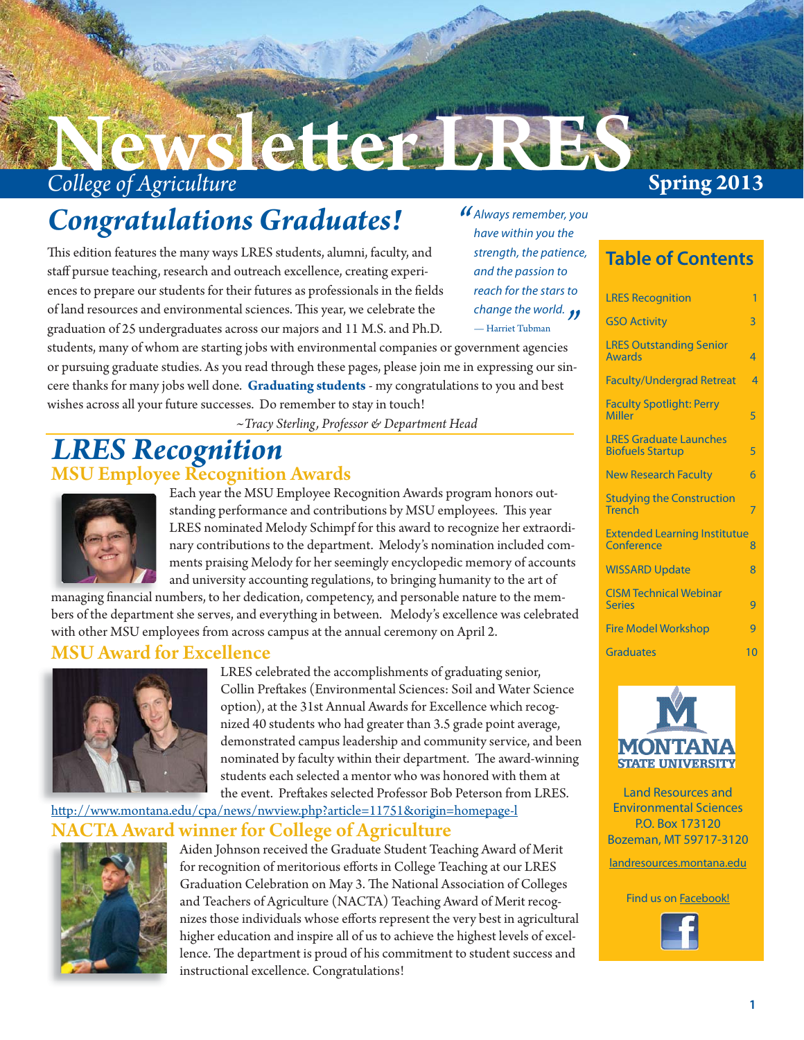# Newsletter LRES

*College of Agriculture*

**Spring 2013**

## *Congratulations Graduates!*

This edition features the many ways LRES students, alumni, faculty, and staff pursue teaching, research and outreach excellence, creating experiences to prepare our students for their futures as professionals in the fields of land resources and environmental sciences. This year, we celebrate the graduation of 25 undergraduates across our majors and 11 M.S. and Ph.D. students, many of whom are starting jobs with environmental companies or government agencies or pursuing graduate studies. As you read through these pages, please join me in expressing our sincere thanks for many jobs well done. **Graduating students** - my congratulations to you and best wishes across all your future successes. Do remember to stay in touch!

*~Tracy Sterling, Professor & Department Head*

> *"Always remember, you have within you the strength, the patience, and the passion to reach for the stars to change the world."*
> — Harriet Tubman

## *LRES Recognition*

### MSU Employee Recognition Awards

Each year the MSU Employee Recognition Awards program honors outstanding performance and contributions by MSU employees. This year LRES nominated Melody Schimpf for this award to recognize her extraordinary contributions to the department. Melody's nomination included comments praising Melody for her seemingly encyclopedic memory of accounts and university accounting regulations, to bringing humanity to the art of managing financial numbers, to her dedication, competency, and personable nature to the members of the department she serves, and everything in between. Melody's excellence was celebrated with other MSU employees from across campus at the annual ceremony on April 2.

### MSU Award for Excellence

LRES celebrated the accomplishments of graduating senior, Collin Preftakes (Environmental Sciences: Soil and Water Science option), at the 31st Annual Awards for Excellence which recognized 40 students who had greater than 3.5 grade point average, demonstrated campus leadership and community service, and been nominated by faculty within their department. The award-winning students each selected a mentor who was honored with them at the event. Preftakes selected Professor Bob Peterson from LRES.

http://www.montana.edu/cpa/news/nwview.php?article=11751&origin=homepage-l

### NACTA Award winner for College of Agriculture

Aiden Johnson received the Graduate Student Teaching Award of Merit for recognition of meritorious efforts in College Teaching at our LRES Graduation Celebration on May 3. The National Association of Colleges and Teachers of Agriculture (NACTA) Teaching Award of Merit recognizes those individuals whose efforts represent the very best in agricultural higher education and inspire all of us to achieve the highest levels of excellence. The department is proud of his commitment to student success and instructional excellence. Congratulations!

## Table of Contents

| Section | Page |
| --- | --- |
| LRES Recognition | 1 |
| GSO Activity | 3 |
| LRES Outstanding Senior Awards | 4 |
| Faculty/Undergrad Retreat | 4 |
| Faculty Spotlight: Perry Miller | 5 |
| LRES Graduate Launches Biofuels Startup | 5 |
| New Research Faculty | 6 |
| Studying the Construction Trench | 7 |
| Extended Learning Institute Conference | 8 |
| WISSARD Update | 8 |
| CISM Technical Webinar Series | 9 |
| Fire Model Workshop | 9 |
| Graduates | 10 |

MONTANA STATE UNIVERSITY

Land Resources and Environmental Sciences
P.O. Box 173120
Bozeman, MT 59717-3120

landresources.montana.edu

Find us on Facebook!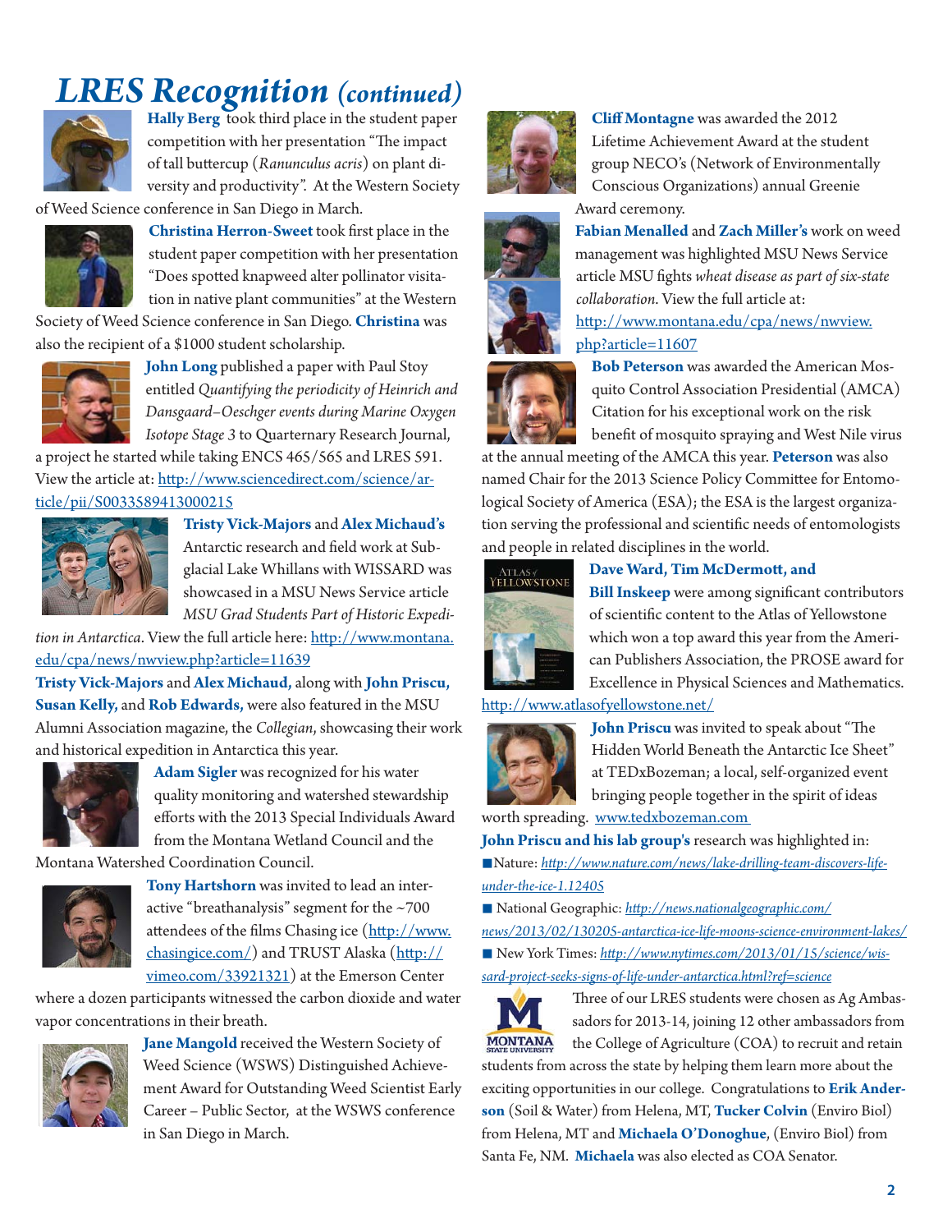# *LRES Recognition (continued)*

**Hally Berg** took third place in the student paper competition with her presentation "The impact of tall buttercup (*Ranunculus acris*) on plant diversity and productivity". At the Western Society of Weed Science conference in San Diego in March.

**Christina Herron-Sweet** took first place in the student paper competition with her presentation "Does spotted knapweed alter pollinator visitation in native plant communities" at the Western Society of Weed Science conference in San Diego. **Christina** was also the recipient of a $1000 student scholarship.

**John Long** published a paper with Paul Stoy entitled *Quantifying the periodicity of Heinrich and Dansgaard–Oeschger events during Marine Oxygen Isotope Stage 3* to Quarternary Research Journal, a project he started while taking ENCS 465/565 and LRES 591. View the article at: http://www.sciencedirect.com/science/article/pii/S0033589413000215

**Tristy Vick-Majors** and **Alex Michaud's** Antarctic research and field work at Subglacial Lake Whillans with WISSARD was showcased in a MSU News Service article *MSU Grad Students Part of Historic Expedition in Antarctica*. View the full article here: http://www.montana.edu/cpa/news/nwview.php?article=11639

**Tristy Vick-Majors** and **Alex Michaud,** along with **John Priscu, Susan Kelly,** and **Rob Edwards,** were also featured in the MSU Alumni Association magazine, the *Collegian*, showcasing their work and historical expedition in Antarctica this year.

**Adam Sigler** was recognized for his water quality monitoring and watershed stewardship efforts with the 2013 Special Individuals Award from the Montana Wetland Council and the Montana Watershed Coordination Council.

**Tony Hartshorn** was invited to lead an interactive "breathanalysis" segment for the ~700 attendees of the films Chasing ice (http://www.chasingice.com/) and TRUST Alaska (http://vimeo.com/33921321) at the Emerson Center where a dozen participants witnessed the carbon dioxide and water vapor concentrations in their breath.

**Jane Mangold** received the Western Society of Weed Science (WSWS) Distinguished Achievement Award for Outstanding Weed Scientist Early Career – Public Sector, at the WSWS conference in San Diego in March.

**Cliff Montagne** was awarded the 2012 Lifetime Achievement Award at the student group NECO's (Network of Environmentally Conscious Organizations) annual Greenie Award ceremony.

**Fabian Menalled** and **Zach Miller's** work on weed management was highlighted MSU News Service article MSU fights *wheat disease as part of six-state collaboration*. View the full article at: http://www.montana.edu/cpa/news/nwview.php?article=11607

**Bob Peterson** was awarded the American Mosquito Control Association Presidential (AMCA) Citation for his exceptional work on the risk benefit of mosquito spraying and West Nile virus at the annual meeting of the AMCA this year. **Peterson** was also named Chair for the 2013 Science Policy Committee for Entomological Society of America (ESA); the ESA is the largest organization serving the professional and scientific needs of entomologists and people in related disciplines in the world.

**Dave Ward, Tim McDermott, and Bill Inskeep** were among significant contributors of scientific content to the Atlas of Yellowstone which won a top award this year from the American Publishers Association, the PROSE award for Excellence in Physical Sciences and Mathematics. http://www.atlasofyellowstone.net/

**John Priscu** was invited to speak about "The Hidden World Beneath the Antarctic Ice Sheet" at TEDxBozeman; a local, self-organized event bringing people together in the spirit of ideas worth spreading. www.tedxbozeman.com

**John Priscu and his lab group's** research was highlighted in:

- Nature: *http://www.nature.com/news/lake-drilling-team-discovers-life-under-the-ice-1.12405*
- National Geographic: *http://news.nationalgeographic.com/news/2013/02/130205-antarctica-ice-life-moons-science-environment-lakes/*
- New York Times: *http://www.nytimes.com/2013/01/15/science/wissard-project-seeks-signs-of-life-under-antarctica.html?ref=science*

Three of our LRES students were chosen as Ag Ambassadors for 2013-14, joining 12 other ambassadors from the College of Agriculture (COA) to recruit and retain students from across the state by helping them learn more about the exciting opportunities in our college. Congratulations to **Erik Anderson** (Soil & Water) from Helena, MT, **Tucker Colvin** (Enviro Biol) from Helena, MT and **Michaela O'Donoghue**, (Enviro Biol) from Santa Fe, NM. **Michaela** was also elected as COA Senator.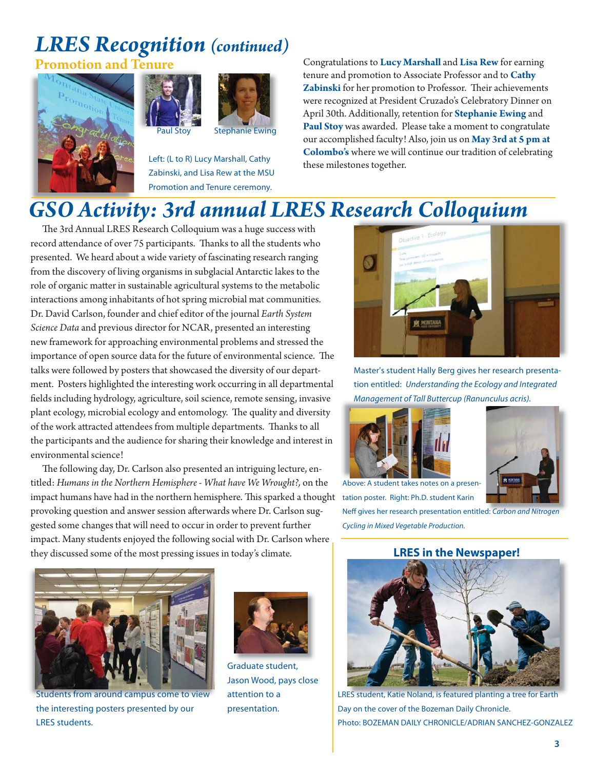# LRES Recognition *(continued)*

## Promotion and Tenure

Paul Stoy

Stephanie Ewing

Left: (L to R) Lucy Marshall, Cathy Zabinski, and Lisa Rew at the MSU Promotion and Tenure ceremony.

Congratulations to **Lucy Marshall** and **Lisa Rew** for earning tenure and promotion to Associate Professor and to **Cathy Zabinski** for her promotion to Professor. Their achievements were recognized at President Cruzado's Celebratory Dinner on April 30th. Additionally, retention for **Stephanie Ewing** and **Paul Stoy** was awarded. Please take a moment to congratulate our accomplished faculty! Also, join us on **May 3rd at 5 pm at Colombo's** where we will continue our tradition of celebrating these milestones together.

# GSO Activity: 3rd annual LRES Research Colloquium

The 3rd Annual LRES Research Colloquium was a huge success with record attendance of over 75 participants. Thanks to all the students who presented. We heard about a wide variety of fascinating research ranging from the discovery of living organisms in subglacial Antarctic lakes to the role of organic matter in sustainable agricultural systems to the metabolic interactions among inhabitants of hot spring microbial mat communities. Dr. David Carlson, founder and chief editor of the journal *Earth System Science Data* and previous director for NCAR, presented an interesting new framework for approaching environmental problems and stressed the importance of open source data for the future of environmental science. The talks were followed by posters that showcased the diversity of our department. Posters highlighted the interesting work occurring in all departmental fields including hydrology, agriculture, soil science, remote sensing, invasive plant ecology, microbial ecology and entomology. The quality and diversity of the work attracted attendees from multiple departments. Thanks to all the participants and the audience for sharing their knowledge and interest in environmental science!

The following day, Dr. Carlson also presented an intriguing lecture, entitled: *Humans in the Northern Hemisphere - What have We Wrought?,* on the impact humans have had in the northern hemisphere. This sparked a thought provoking question and answer session afterwards where Dr. Carlson suggested some changes that will need to occur in order to prevent further impact. Many students enjoyed the following social with Dr. Carlson where they discussed some of the most pressing issues in today's climate.

Master's student Hally Berg gives her research presentation entitled: *Understanding the Ecology and Integrated Management of Tall Buttercup (Ranunculus acris).*

Above: A student takes notes on a presentation poster. Right: Ph.D. student Karin Neff gives her research presentation entitled: *Carbon and Nitrogen Cycling in Mixed Vegetable Production.*

Students from around campus come to view the interesting posters presented by our LRES students.

Graduate student, Jason Wood, pays close attention to a presentation.

### LRES in the Newspaper!

LRES student, Katie Noland, is featured planting a tree for Earth Day on the cover of the Bozeman Daily Chronicle.
Photo: BOZEMAN DAILY CHRONICLE/ADRIAN SANCHEZ-GONZALEZ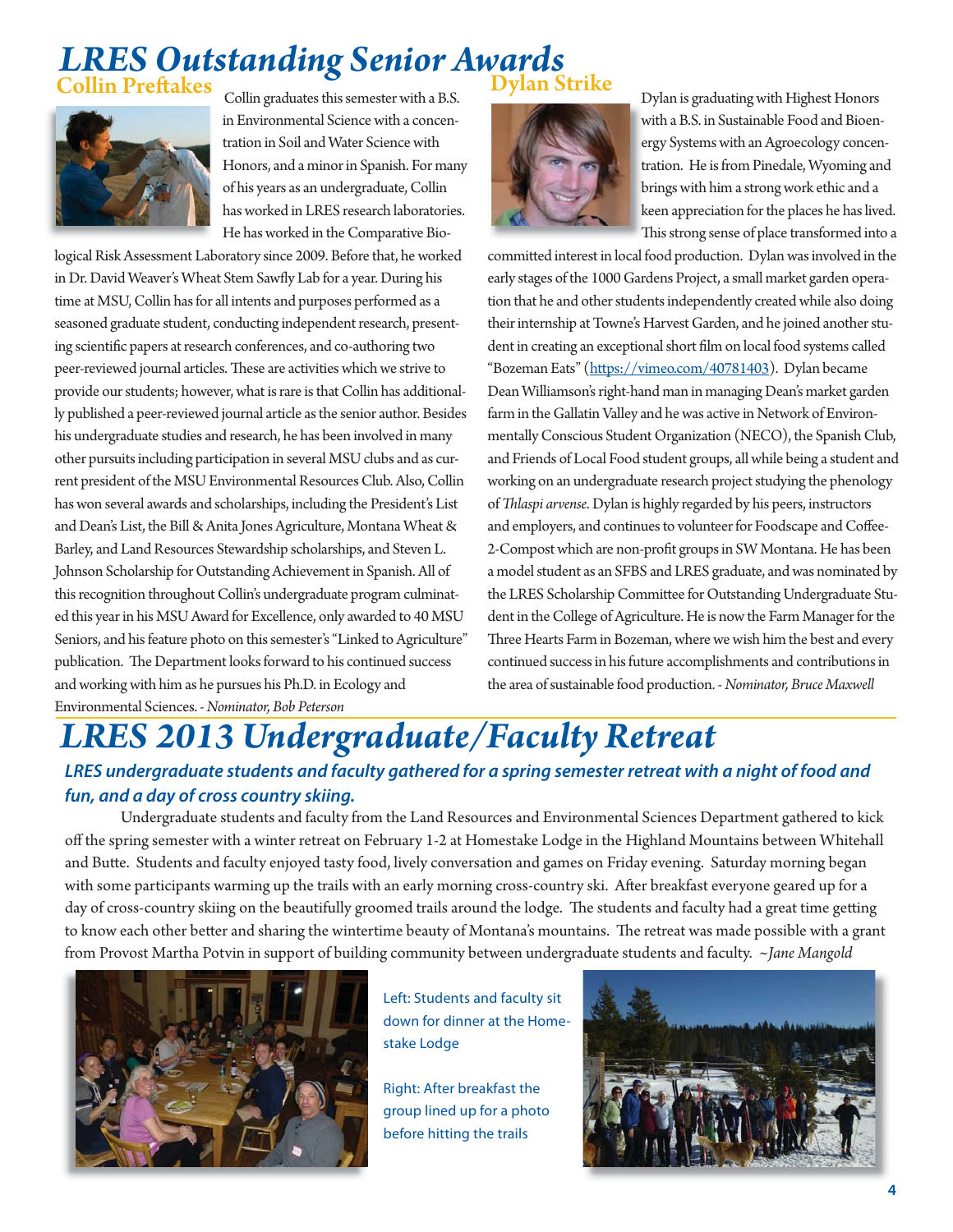# LRES Outstanding Senior Awards

## Collin Preftakes

Collin graduates this semester with a B.S. in Environmental Science with a concentration in Soil and Water Science with Honors, and a minor in Spanish. For many of his years as an undergraduate, Collin has worked in LRES research laboratories. He has worked in the Comparative Biological Risk Assessment Laboratory since 2009. Before that, he worked in Dr. David Weaver's Wheat Stem Sawfly Lab for a year. During his time at MSU, Collin has for all intents and purposes performed as a seasoned graduate student, conducting independent research, presenting scientific papers at research conferences, and co-authoring two peer-reviewed journal articles. These are activities which we strive to provide our students; however, what is rare is that Collin has additionally published a peer-reviewed journal article as the senior author. Besides his undergraduate studies and research, he has been involved in many other pursuits including participation in several MSU clubs and as current president of the MSU Environmental Resources Club. Also, Collin has won several awards and scholarships, including the President's List and Dean's List, the Bill & Anita Jones Agriculture, Montana Wheat & Barley, and Land Resources Stewardship scholarships, and Steven L. Johnson Scholarship for Outstanding Achievement in Spanish. All of this recognition throughout Collin's undergraduate program culminated this year in his MSU Award for Excellence, only awarded to 40 MSU Seniors, and his feature photo on this semester's "Linked to Agriculture" publication. The Department looks forward to his continued success and working with him as he pursues his Ph.D. in Ecology and Environmental Sciences. *- Nominator, Bob Peterson*

## Dylan Strike

Dylan is graduating with Highest Honors with a B.S. in Sustainable Food and Bioenergy Systems with an Agroecology concentration. He is from Pinedale, Wyoming and brings with him a strong work ethic and a keen appreciation for the places he has lived. This strong sense of place transformed into a committed interest in local food production. Dylan was involved in the early stages of the 1000 Gardens Project, a small market garden operation that he and other students independently created while also doing their internship at Towne's Harvest Garden, and he joined another student in creating an exceptional short film on local food systems called "Bozeman Eats" (https://vimeo.com/40781403). Dylan became Dean Williamson's right-hand man in managing Dean's market garden farm in the Gallatin Valley and he was active in Network of Environmentally Conscious Student Organization (NECO), the Spanish Club, and Friends of Local Food student groups, all while being a student and working on an undergraduate research project studying the phenology of *Thlaspi arvense*. Dylan is highly regarded by his peers, instructors and employers, and continues to volunteer for Foodscape and Coffee-2-Compost which are non-profit groups in SW Montana. He has been a model student as an SFBS and LRES graduate, and was nominated by the LRES Scholarship Committee for Outstanding Undergraduate Student in the College of Agriculture. He is now the Farm Manager for the Three Hearts Farm in Bozeman, where we wish him the best and every continued success in his future accomplishments and contributions in the area of sustainable food production. *- Nominator, Bruce Maxwell*

# LRES 2013 Undergraduate/Faculty Retreat

***LRES undergraduate students and faculty gathered for a spring semester retreat with a night of food and fun, and a day of cross country skiing.***

Undergraduate students and faculty from the Land Resources and Environmental Sciences Department gathered to kick off the spring semester with a winter retreat on February 1-2 at Homestake Lodge in the Highland Mountains between Whitehall and Butte. Students and faculty enjoyed tasty food, lively conversation and games on Friday evening. Saturday morning began with some participants warming up the trails with an early morning cross-country ski. After breakfast everyone geared up for a day of cross-country skiing on the beautifully groomed trails around the lodge. The students and faculty had a great time getting to know each other better and sharing the wintertime beauty of Montana's mountains. The retreat was made possible with a grant from Provost Martha Potvin in support of building community between undergraduate students and faculty. *~Jane Mangold*

Left: Students and faculty sit down for dinner at the Homestake Lodge

Right: After breakfast the group lined up for a photo before hitting the trails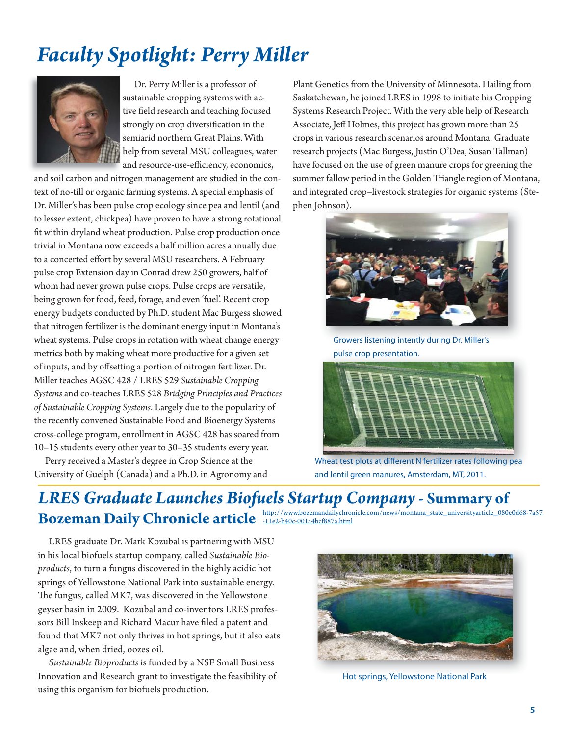# *Faculty Spotlight: Perry Miller*

Dr. Perry Miller is a professor of sustainable cropping systems with active field research and teaching focused strongly on crop diversification in the semiarid northern Great Plains. With help from several MSU colleagues, water and resource-use-efficiency, economics, and soil carbon and nitrogen management are studied in the context of no-till or organic farming systems. A special emphasis of Dr. Miller's has been pulse crop ecology since pea and lentil (and to lesser extent, chickpea) have proven to have a strong rotational fit within dryland wheat production. Pulse crop production once trivial in Montana now exceeds a half million acres annually due to a concerted effort by several MSU researchers. A February pulse crop Extension day in Conrad drew 250 growers, half of whom had never grown pulse crops. Pulse crops are versatile, being grown for food, feed, forage, and even 'fuel'. Recent crop energy budgets conducted by Ph.D. student Mac Burgess showed that nitrogen fertilizer is the dominant energy input in Montana's wheat systems. Pulse crops in rotation with wheat change energy metrics both by making wheat more productive for a given set of inputs, and by offsetting a portion of nitrogen fertilizer. Dr. Miller teaches AGSC 428 / LRES 529 *Sustainable Cropping Systems* and co-teaches LRES 528 *Bridging Principles and Practices of Sustainable Cropping Systems*. Largely due to the popularity of the recently convened Sustainable Food and Bioenergy Systems cross-college program, enrollment in AGSC 428 has soared from 10–15 students every other year to 30–35 students every year.

Perry received a Master's degree in Crop Science at the University of Guelph (Canada) and a Ph.D. in Agronomy and Plant Genetics from the University of Minnesota. Hailing from Saskatchewan, he joined LRES in 1998 to initiate his Cropping Systems Research Project. With the very able help of Research Associate, Jeff Holmes, this project has grown more than 25 crops in various research scenarios around Montana. Graduate research projects (Mac Burgess, Justin O'Dea, Susan Tallman) have focused on the use of green manure crops for greening the summer fallow period in the Golden Triangle region of Montana, and integrated crop–livestock strategies for organic systems (Stephen Johnson).

Growers listening intently during Dr. Miller's pulse crop presentation.

Wheat test plots at different N fertilizer rates following pea and lentil green manures, Amsterdam, MT, 2011.

## *LRES Graduate Launches Biofuels Startup Company* - Summary of Bozeman Daily Chronicle article

http://www.bozemandailychronicle.com/news/montana_state_universityarticle_080e0d68-7a57-11e2-b40c-001a4bcf887a.html

LRES graduate Dr. Mark Kozubal is partnering with MSU in his local biofuels startup company, called *Sustainable Bioproducts*, to turn a fungus discovered in the highly acidic hot springs of Yellowstone National Park into sustainable energy. The fungus, called MK7, was discovered in the Yellowstone geyser basin in 2009. Kozubal and co-inventors LRES professors Bill Inskeep and Richard Macur have filed a patent and found that MK7 not only thrives in hot springs, but it also eats algae and, when dried, oozes oil.

*Sustainable Bioproducts* is funded by a NSF Small Business Innovation and Research grant to investigate the feasibility of using this organism for biofuels production.

Hot springs, Yellowstone National Park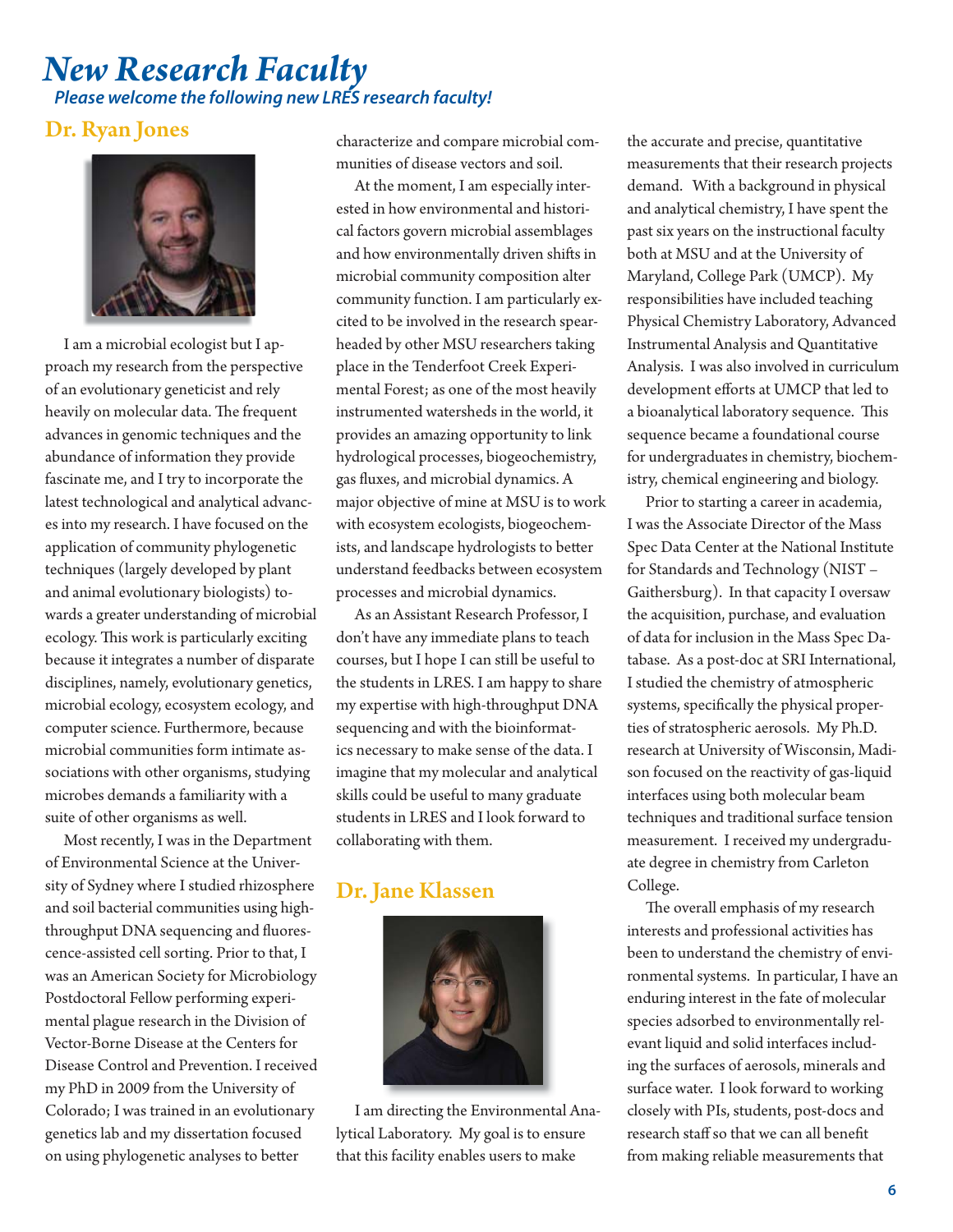# New Research Faculty

*Please welcome the following new LRES research faculty!*

## Dr. Ryan Jones

I am a microbial ecologist but I approach my research from the perspective of an evolutionary geneticist and rely heavily on molecular data. The frequent advances in genomic techniques and the abundance of information they provide fascinate me, and I try to incorporate the latest technological and analytical advances into my research. I have focused on the application of community phylogenetic techniques (largely developed by plant and animal evolutionary biologists) towards a greater understanding of microbial ecology. This work is particularly exciting because it integrates a number of disparate disciplines, namely, evolutionary genetics, microbial ecology, ecosystem ecology, and computer science. Furthermore, because microbial communities form intimate associations with other organisms, studying microbes demands a familiarity with a suite of other organisms as well.

Most recently, I was in the Department of Environmental Science at the University of Sydney where I studied rhizosphere and soil bacterial communities using high-throughput DNA sequencing and fluorescence-assisted cell sorting. Prior to that, I was an American Society for Microbiology Postdoctoral Fellow performing experimental plague research in the Division of Vector-Borne Disease at the Centers for Disease Control and Prevention. I received my PhD in 2009 from the University of Colorado; I was trained in an evolutionary genetics lab and my dissertation focused on using phylogenetic analyses to better characterize and compare microbial communities of disease vectors and soil.

At the moment, I am especially interested in how environmental and historical factors govern microbial assemblages and how environmentally driven shifts in microbial community composition alter community function. I am particularly excited to be involved in the research spearheaded by other MSU researchers taking place in the Tenderfoot Creek Experimental Forest; as one of the most heavily instrumented watersheds in the world, it provides an amazing opportunity to link hydrological processes, biogeochemistry, gas fluxes, and microbial dynamics. A major objective of mine at MSU is to work with ecosystem ecologists, biogeochemists, and landscape hydrologists to better understand feedbacks between ecosystem processes and microbial dynamics.

As an Assistant Research Professor, I don't have any immediate plans to teach courses, but I hope I can still be useful to the students in LRES. I am happy to share my expertise with high-throughput DNA sequencing and with the bioinformatics necessary to make sense of the data. I imagine that my molecular and analytical skills could be useful to many graduate students in LRES and I look forward to collaborating with them.

## Dr. Jane Klassen

I am directing the Environmental Analytical Laboratory. My goal is to ensure that this facility enables users to make the accurate and precise, quantitative measurements that their research projects demand. With a background in physical and analytical chemistry, I have spent the past six years on the instructional faculty both at MSU and at the University of Maryland, College Park (UMCP). My responsibilities have included teaching Physical Chemistry Laboratory, Advanced Instrumental Analysis and Quantitative Analysis. I was also involved in curriculum development efforts at UMCP that led to a bioanalytical laboratory sequence. This sequence became a foundational course for undergraduates in chemistry, biochemistry, chemical engineering and biology.

Prior to starting a career in academia, I was the Associate Director of the Mass Spec Data Center at the National Institute for Standards and Technology (NIST – Gaithersburg). In that capacity I oversaw the acquisition, purchase, and evaluation of data for inclusion in the Mass Spec Database. As a post-doc at SRI International, I studied the chemistry of atmospheric systems, specifically the physical properties of stratospheric aerosols. My Ph.D. research at University of Wisconsin, Madison focused on the reactivity of gas-liquid interfaces using both molecular beam techniques and traditional surface tension measurement. I received my undergraduate degree in chemistry from Carleton College.

The overall emphasis of my research interests and professional activities has been to understand the chemistry of environmental systems. In particular, I have an enduring interest in the fate of molecular species adsorbed to environmentally relevant liquid and solid interfaces including the surfaces of aerosols, minerals and surface water. I look forward to working closely with PIs, students, post-docs and research staff so that we can all benefit from making reliable measurements that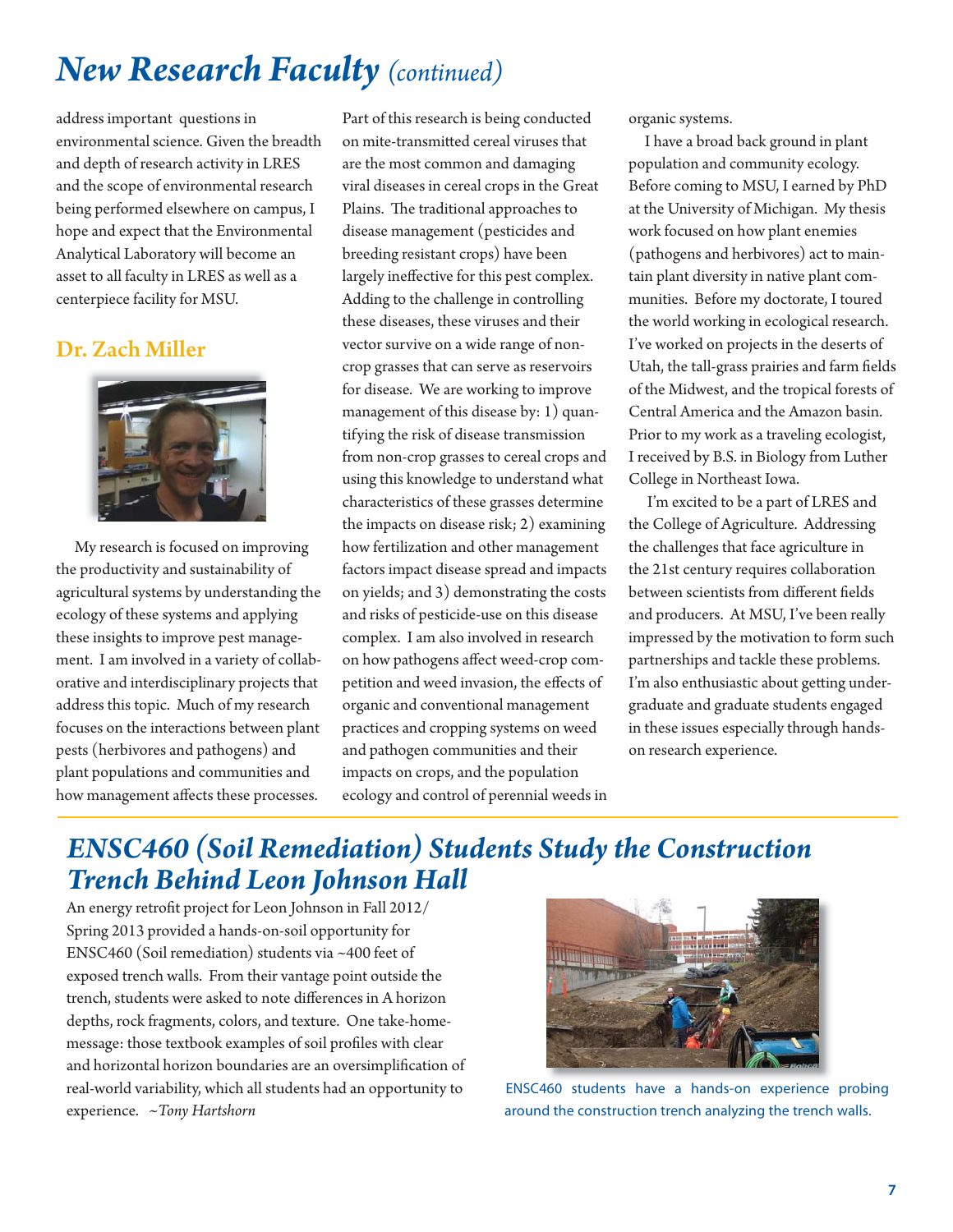# *New Research Faculty (continued)*

address important questions in environmental science. Given the breadth and depth of research activity in LRES and the scope of environmental research being performed elsewhere on campus, I hope and expect that the Environmental Analytical Laboratory will become an asset to all faculty in LRES as well as a centerpiece facility for MSU.

## Dr. Zach Miller

My research is focused on improving the productivity and sustainability of agricultural systems by understanding the ecology of these systems and applying these insights to improve pest management. I am involved in a variety of collaborative and interdisciplinary projects that address this topic. Much of my research focuses on the interactions between plant pests (herbivores and pathogens) and plant populations and communities and how management affects these processes. Part of this research is being conducted on mite-transmitted cereal viruses that are the most common and damaging viral diseases in cereal crops in the Great Plains. The traditional approaches to disease management (pesticides and breeding resistant crops) have been largely ineffective for this pest complex. Adding to the challenge in controlling these diseases, these viruses and their vector survive on a wide range of non-crop grasses that can serve as reservoirs for disease. We are working to improve management of this disease by: 1) quantifying the risk of disease transmission from non-crop grasses to cereal crops and using this knowledge to understand what characteristics of these grasses determine the impacts on disease risk; 2) examining how fertilization and other management factors impact disease spread and impacts on yields; and 3) demonstrating the costs and risks of pesticide-use on this disease complex. I am also involved in research on how pathogens affect weed-crop competition and weed invasion, the effects of organic and conventional management practices and cropping systems on weed and pathogen communities and their impacts on crops, and the population ecology and control of perennial weeds in organic systems.

I have a broad back ground in plant population and community ecology. Before coming to MSU, I earned by PhD at the University of Michigan. My thesis work focused on how plant enemies (pathogens and herbivores) act to maintain plant diversity in native plant communities. Before my doctorate, I toured the world working in ecological research. I've worked on projects in the deserts of Utah, the tall-grass prairies and farm fields of the Midwest, and the tropical forests of Central America and the Amazon basin. Prior to my work as a traveling ecologist, I received by B.S. in Biology from Luther College in Northeast Iowa.

I'm excited to be a part of LRES and the College of Agriculture. Addressing the challenges that face agriculture in the 21st century requires collaboration between scientists from different fields and producers. At MSU, I've been really impressed by the motivation to form such partnerships and tackle these problems. I'm also enthusiastic about getting undergraduate and graduate students engaged in these issues especially through hands-on research experience.

# *ENSC460 (Soil Remediation) Students Study the Construction Trench Behind Leon Johnson Hall*

An energy retrofit project for Leon Johnson in Fall 2012/ Spring 2013 provided a hands-on-soil opportunity for ENSC460 (Soil remediation) students via ~400 feet of exposed trench walls. From their vantage point outside the trench, students were asked to note differences in A horizon depths, rock fragments, colors, and texture. One take-home-message: those textbook examples of soil profiles with clear and horizontal horizon boundaries are an oversimplification of real-world variability, which all students had an opportunity to experience. *~Tony Hartshorn*

ENSC460 students have a hands-on experience probing around the construction trench analyzing the trench walls.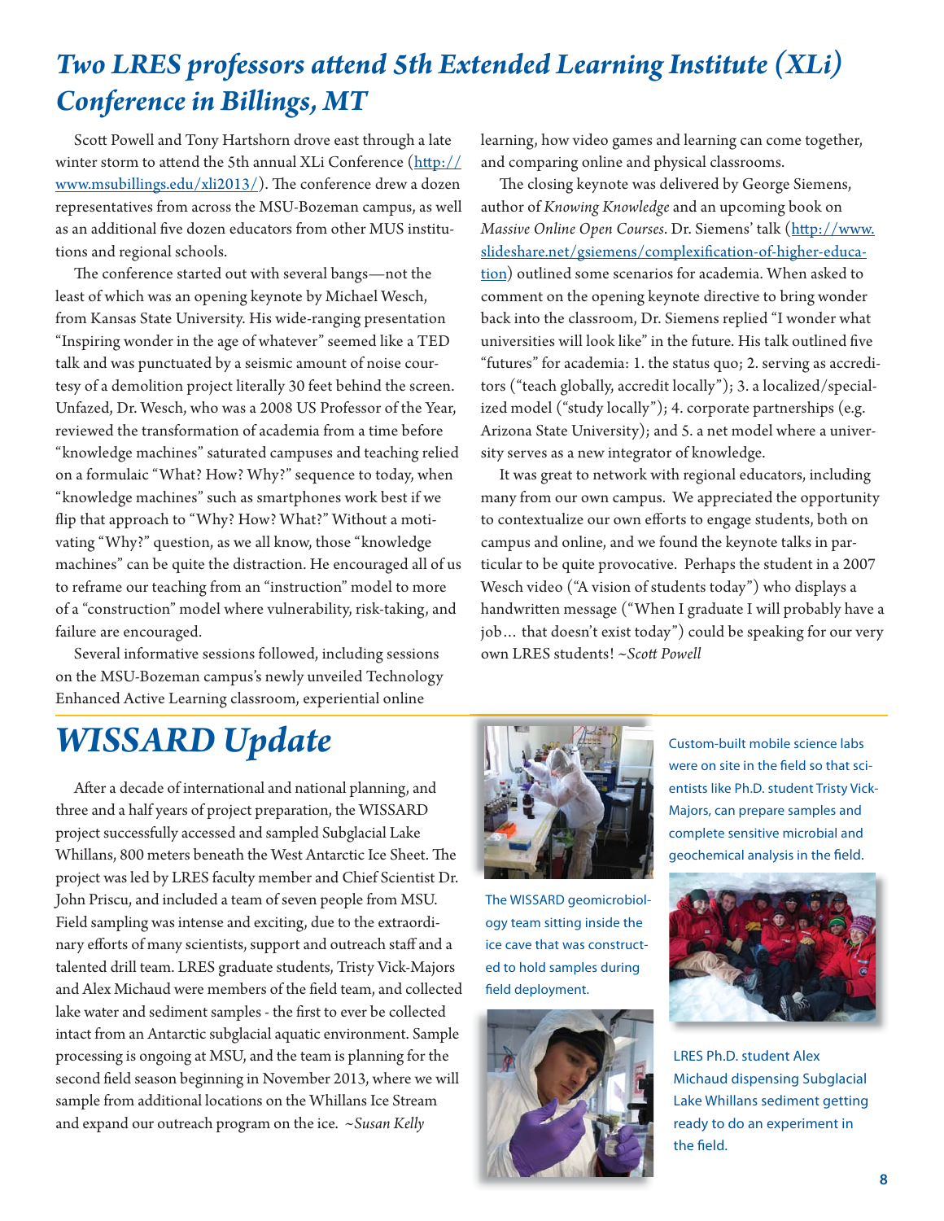# *Two LRES professors attend 5th Extended Learning Institute (XLi) Conference in Billings, MT*

Scott Powell and Tony Hartshorn drove east through a late winter storm to attend the 5th annual XLi Conference (http://www.msubillings.edu/xli2013/). The conference drew a dozen representatives from across the MSU-Bozeman campus, as well as an additional five dozen educators from other MUS institutions and regional schools.

The conference started out with several bangs—not the least of which was an opening keynote by Michael Wesch, from Kansas State University. His wide-ranging presentation "Inspiring wonder in the age of whatever" seemed like a TED talk and was punctuated by a seismic amount of noise courtesy of a demolition project literally 30 feet behind the screen. Unfazed, Dr. Wesch, who was a 2008 US Professor of the Year, reviewed the transformation of academia from a time before "knowledge machines" saturated campuses and teaching relied on a formulaic "What? How? Why?" sequence to today, when "knowledge machines" such as smartphones work best if we flip that approach to "Why? How? What?" Without a motivating "Why?" question, as we all know, those "knowledge machines" can be quite the distraction. He encouraged all of us to reframe our teaching from an "instruction" model to more of a "construction" model where vulnerability, risk-taking, and failure are encouraged.

Several informative sessions followed, including sessions on the MSU-Bozeman campus's newly unveiled Technology Enhanced Active Learning classroom, experiential online learning, how video games and learning can come together, and comparing online and physical classrooms.

The closing keynote was delivered by George Siemens, author of *Knowing Knowledge* and an upcoming book on *Massive Online Open Courses*. Dr. Siemens' talk (http://www.slideshare.net/gsiemens/complexification-of-higher-education) outlined some scenarios for academia. When asked to comment on the opening keynote directive to bring wonder back into the classroom, Dr. Siemens replied "I wonder what universities will look like" in the future. His talk outlined five "futures" for academia: 1. the status quo; 2. serving as accreditors ("teach globally, accredit locally"); 3. a localized/specialized model ("study locally"); 4. corporate partnerships (e.g. Arizona State University); and 5. a net model where a university serves as a new integrator of knowledge.

It was great to network with regional educators, including many from our own campus. We appreciated the opportunity to contextualize our own efforts to engage students, both on campus and online, and we found the keynote talks in particular to be quite provocative. Perhaps the student in a 2007 Wesch video ("A vision of students today") who displays a handwritten message ("When I graduate I will probably have a job… that doesn't exist today") could be speaking for our very own LRES students! *~Scott Powell*

# *WISSARD Update*

After a decade of international and national planning, and three and a half years of project preparation, the WISSARD project successfully accessed and sampled Subglacial Lake Whillans, 800 meters beneath the West Antarctic Ice Sheet. The project was led by LRES faculty member and Chief Scientist Dr. John Priscu, and included a team of seven people from MSU. Field sampling was intense and exciting, due to the extraordinary efforts of many scientists, support and outreach staff and a talented drill team. LRES graduate students, Tristy Vick-Majors and Alex Michaud were members of the field team, and collected lake water and sediment samples - the first to ever be collected intact from an Antarctic subglacial aquatic environment. Sample processing is ongoing at MSU, and the team is planning for the second field season beginning in November 2013, where we will sample from additional locations on the Whillans Ice Stream and expand our outreach program on the ice. *~Susan Kelly*

Custom-built mobile science labs were on site in the field so that scientists like Ph.D. student Tristy Vick-Majors, can prepare samples and complete sensitive microbial and geochemical analysis in the field.

The WISSARD geomicrobiology team sitting inside the ice cave that was constructed to hold samples during field deployment.

LRES Ph.D. student Alex Michaud dispensing Subglacial Lake Whillans sediment getting ready to do an experiment in the field.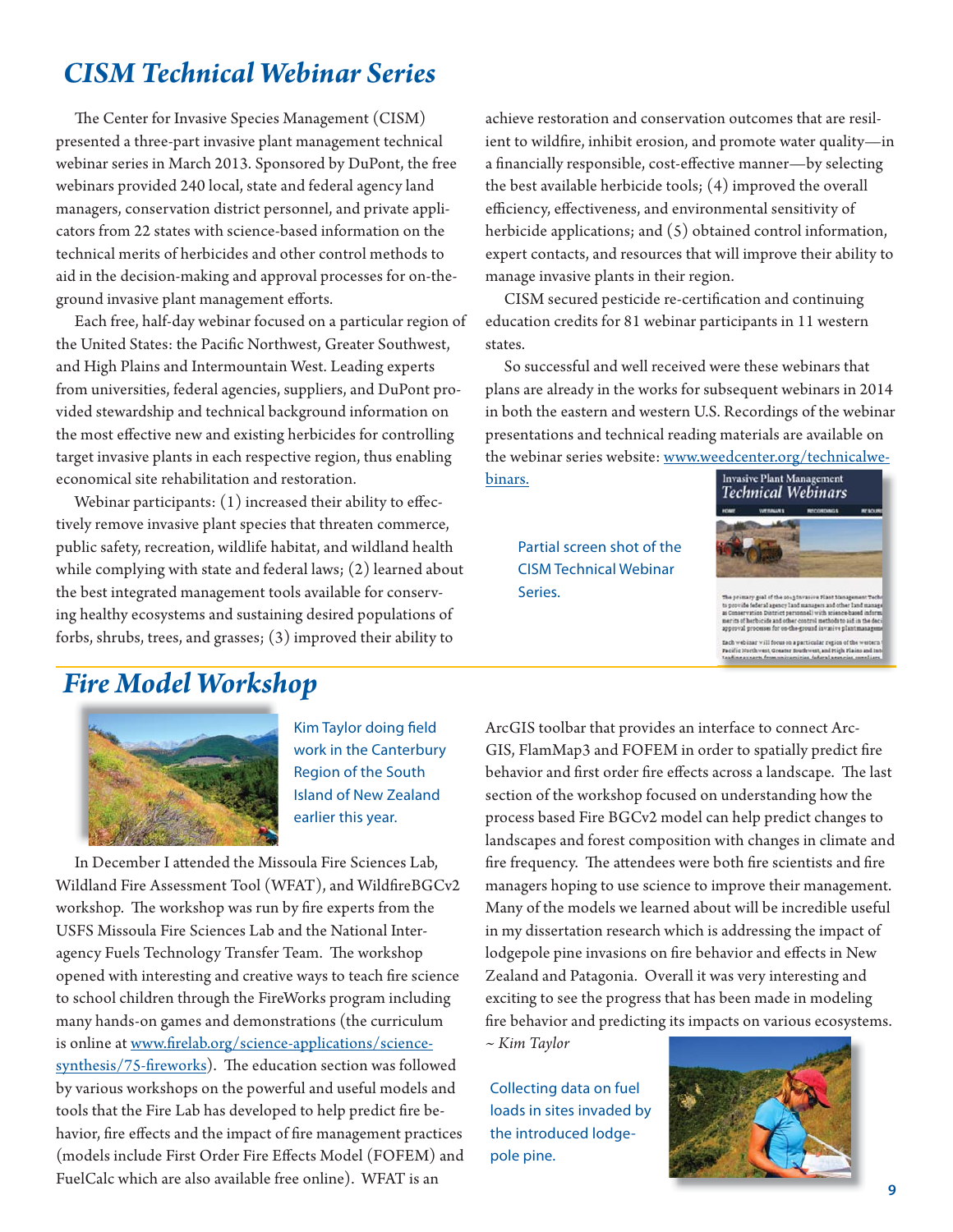## *CISM Technical Webinar Series*

The Center for Invasive Species Management (CISM) presented a three-part invasive plant management technical webinar series in March 2013. Sponsored by DuPont, the free webinars provided 240 local, state and federal agency land managers, conservation district personnel, and private applicators from 22 states with science-based information on the technical merits of herbicides and other control methods to aid in the decision-making and approval processes for on-the-ground invasive plant management efforts.

Each free, half-day webinar focused on a particular region of the United States: the Pacific Northwest, Greater Southwest, and High Plains and Intermountain West. Leading experts from universities, federal agencies, suppliers, and DuPont provided stewardship and technical background information on the most effective new and existing herbicides for controlling target invasive plants in each respective region, thus enabling economical site rehabilitation and restoration.

Webinar participants: (1) increased their ability to effectively remove invasive plant species that threaten commerce, public safety, recreation, wildlife habitat, and wildland health while complying with state and federal laws; (2) learned about the best integrated management tools available for conserving healthy ecosystems and sustaining desired populations of forbs, shrubs, trees, and grasses; (3) improved their ability to achieve restoration and conservation outcomes that are resilient to wildfire, inhibit erosion, and promote water quality—in a financially responsible, cost-effective manner—by selecting the best available herbicide tools; (4) improved the overall efficiency, effectiveness, and environmental sensitivity of herbicide applications; and (5) obtained control information, expert contacts, and resources that will improve their ability to manage invasive plants in their region.

CISM secured pesticide re-certification and continuing education credits for 81 webinar participants in 11 western states.

So successful and well received were these webinars that plans are already in the works for subsequent webinars in 2014 in both the eastern and western U.S. Recordings of the webinar presentations and technical reading materials are available on the webinar series website: www.weedcenter.org/technicalwebinars.

Partial screen shot of the CISM Technical Webinar Series.

## *Fire Model Workshop*

Kim Taylor doing field work in the Canterbury Region of the South Island of New Zealand earlier this year.

In December I attended the Missoula Fire Sciences Lab, Wildland Fire Assessment Tool (WFAT), and WildfireBGCv2 workshop. The workshop was run by fire experts from the USFS Missoula Fire Sciences Lab and the National Interagency Fuels Technology Transfer Team. The workshop opened with interesting and creative ways to teach fire science to school children through the FireWorks program including many hands-on games and demonstrations (the curriculum is online at www.firelab.org/science-applications/science-synthesis/75-fireworks). The education section was followed by various workshops on the powerful and useful models and tools that the Fire Lab has developed to help predict fire behavior, fire effects and the impact of fire management practices (models include First Order Fire Effects Model (FOFEM) and FuelCalc which are also available free online). WFAT is an ArcGIS toolbar that provides an interface to connect ArcGIS, FlamMap3 and FOFEM in order to spatially predict fire behavior and first order fire effects across a landscape. The last section of the workshop focused on understanding how the process based Fire BGCv2 model can help predict changes to landscapes and forest composition with changes in climate and fire frequency. The attendees were both fire scientists and fire managers hoping to use science to improve their management. Many of the models we learned about will be incredible useful in my dissertation research which is addressing the impact of lodgepole pine invasions on fire behavior and effects in New Zealand and Patagonia. Overall it was very interesting and exciting to see the progress that has been made in modeling fire behavior and predicting its impacts on various ecosystems.

*~ Kim Taylor*

Collecting data on fuel loads in sites invaded by the introduced lodgepole pine.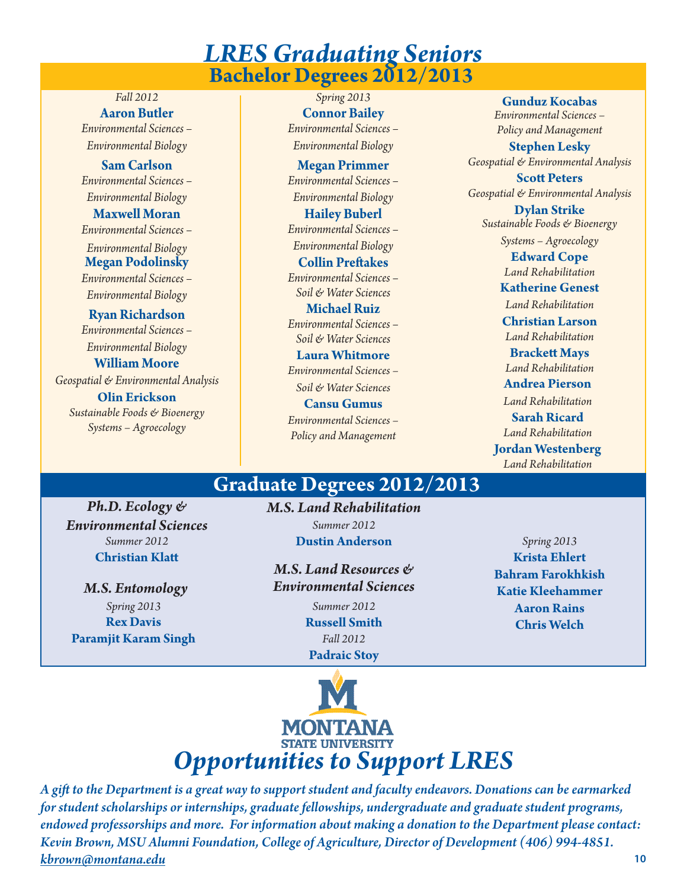# *LRES Graduating Seniors*

## Bachelor Degrees 2012/2013

*Fall 2012*

**Aaron Butler**
*Environmental Sciences – Environmental Biology*

**Sam Carlson**
*Environmental Sciences – Environmental Biology*

**Maxwell Moran**
*Environmental Sciences – Environmental Biology*

**Megan Podolinsky**
*Environmental Sciences – Environmental Biology*

**Ryan Richardson**
*Environmental Sciences – Environmental Biology*

**William Moore**
*Geospatial & Environmental Analysis*

**Olin Erickson**
*Sustainable Foods & Bioenergy Systems – Agroecology*

*Spring 2013*

**Connor Bailey**
*Environmental Sciences – Environmental Biology*

**Megan Primmer**
*Environmental Sciences – Environmental Biology*

**Hailey Buberl**
*Environmental Sciences – Environmental Biology*

**Collin Preftakes**
*Environmental Sciences – Soil & Water Sciences*

**Michael Ruiz**
*Environmental Sciences – Soil & Water Sciences*

**Laura Whitmore**
*Environmental Sciences – Soil & Water Sciences*

**Cansu Gumus**
*Environmental Sciences – Policy and Management*

**Gunduz Kocabas**
*Environmental Sciences – Policy and Management*

**Stephen Lesky**
*Geospatial & Environmental Analysis*

**Scott Peters**
*Geospatial & Environmental Analysis*

**Dylan Strike**
*Sustainable Foods & Bioenergy Systems – Agroecology*

**Edward Cope**
*Land Rehabilitation*

**Katherine Genest**
*Land Rehabilitation*

**Christian Larson**
*Land Rehabilitation*

**Brackett Mays**
*Land Rehabilitation*

**Andrea Pierson**
*Land Rehabilitation*

**Sarah Ricard**
*Land Rehabilitation*

**Jordan Westenberg**
*Land Rehabilitation*

## Graduate Degrees 2012/2013

***Ph.D. Ecology & Environmental Sciences***

*Summer 2012*

**Christian Klatt**

***M.S. Entomology***

*Spring 2013*

**Rex Davis**
**Paramjit Karam Singh**

***M.S. Land Rehabilitation***

*Summer 2012*

**Dustin Anderson**

***M.S. Land Resources & Environmental Sciences***

*Summer 2012*

**Russell Smith**

*Fall 2012*

**Padraic Stoy**

*Spring 2013*

**Krista Ehlert**
**Bahram Farokhkish**
**Katie Kleehammer**
**Aaron Rains**
**Chris Welch**

MONTANA STATE UNIVERSITY

# *Opportunities to Support LRES*

***A gift to the Department is a great way to support student and faculty endeavors. Donations can be earmarked for student scholarships or internships, graduate fellowships, undergraduate and graduate student programs, endowed professorships and more. For information about making a donation to the Department please contact: Kevin Brown, MSU Alumni Foundation, College of Agriculture, Director of Development (406) 994-4851. kbrown@montana.edu***